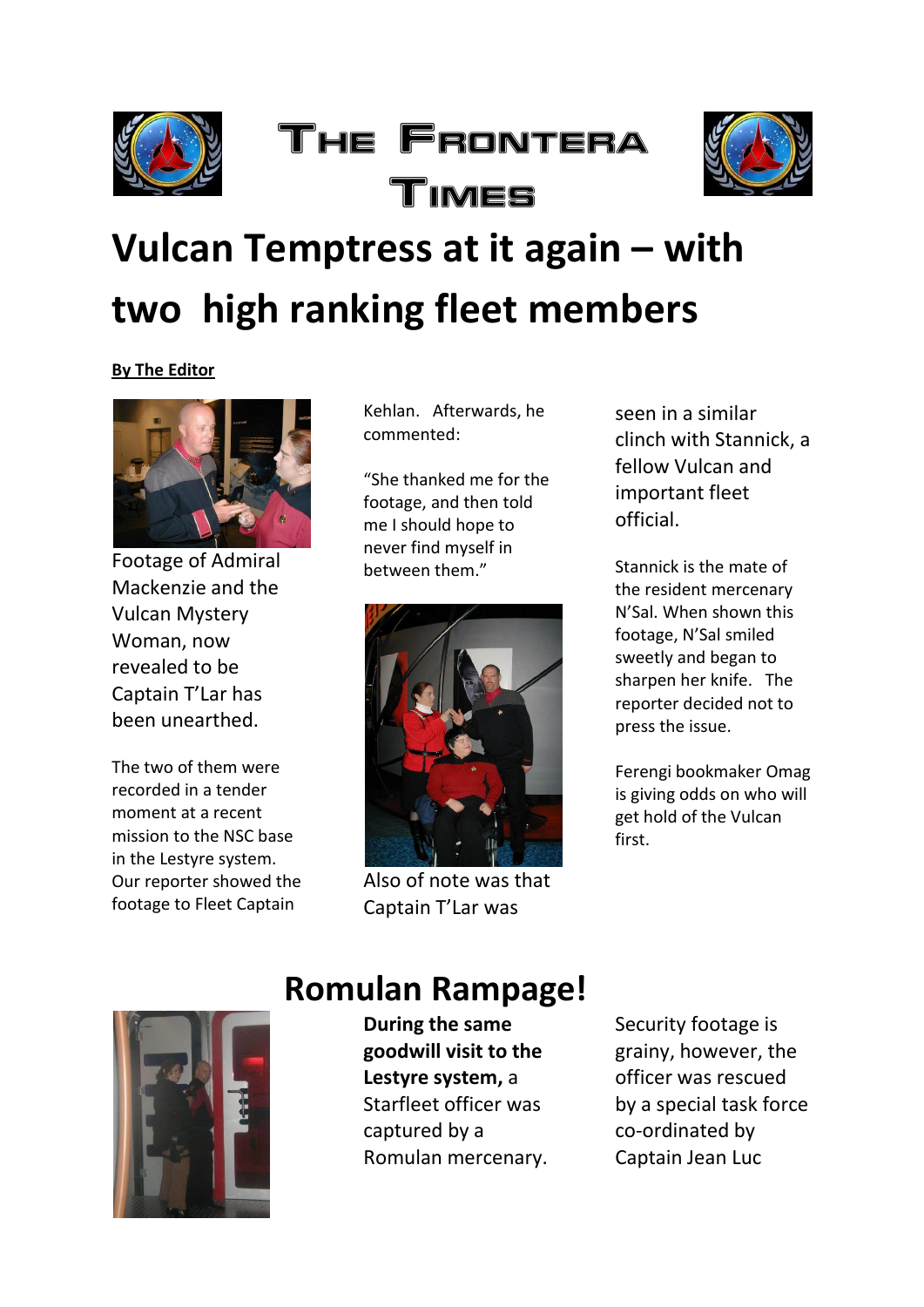# The Frontera Times

## Vulcan Temptress at it again – with two high ranking fleet members

**By The Editor**

Footage of Admiral Mackenzie and the Vulcan Mystery Woman, now revealed to be Captain T'Lar has been unearthed.

The two of them were recorded in a tender moment at a recent mission to the NSC base in the Lestyre system. Our reporter showed the footage to Fleet Captain Kehlan. Afterwards, he commented:

"She thanked me for the footage, and then told me I should hope to never find myself in between them."

Also of note was that Captain T'Lar was seen in a similar clinch with Stannick, a fellow Vulcan and important fleet official.

Stannick is the mate of the resident mercenary N'Sal. When shown this footage, N'Sal smiled sweetly and began to sharpen her knife. The reporter decided not to press the issue.

Ferengi bookmaker Omag is giving odds on who will get hold of the Vulcan first.

## Romulan Rampage!

**During the same goodwill visit to the Lestyre system,** a Starfleet officer was captured by a Romulan mercenary.

Security footage is grainy, however, the officer was rescued by a special task force co-ordinated by Captain Jean Luc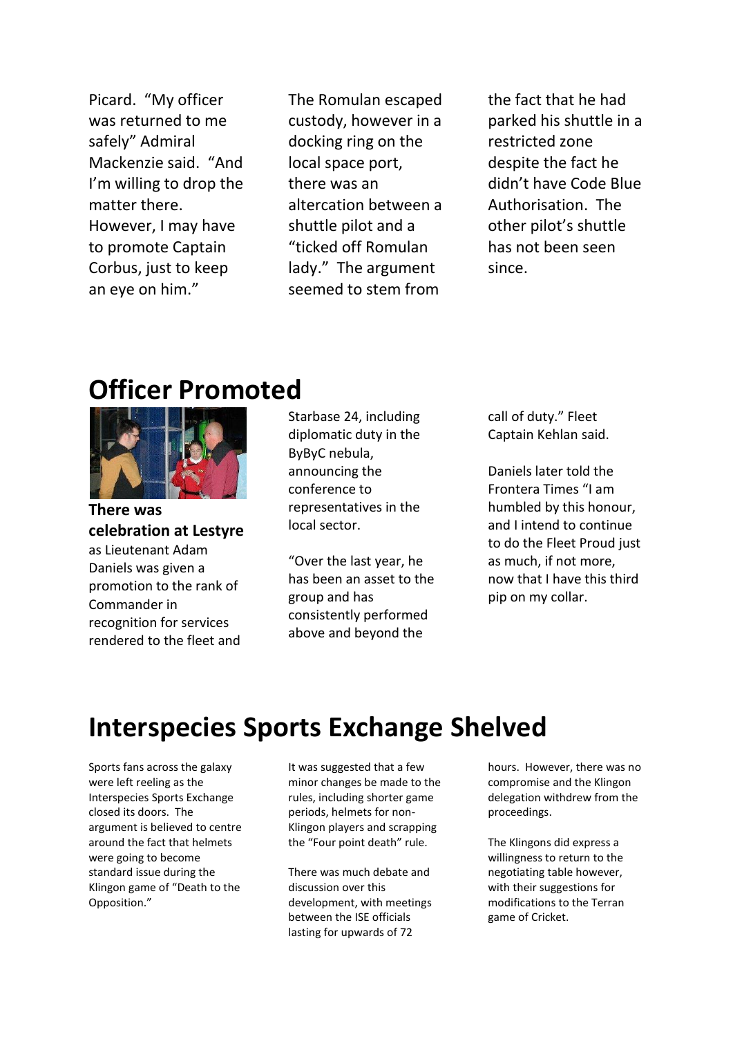Picard. "My officer was returned to me safely" Admiral Mackenzie said. "And I'm willing to drop the matter there. However, I may have to promote Captain Corbus, just to keep an eye on him."

The Romulan escaped custody, however in a docking ring on the local space port, there was an altercation between a shuttle pilot and a "ticked off Romulan lady." The argument seemed to stem from the fact that he had parked his shuttle in a restricted zone despite the fact he didn't have Code Blue Authorisation. The other pilot's shuttle has not been seen since.

# Officer Promoted

**There was celebration at Lestyre** as Lieutenant Adam Daniels was given a promotion to the rank of Commander in recognition for services rendered to the fleet and Starbase 24, including diplomatic duty in the ByByC nebula, announcing the conference to representatives in the local sector.

"Over the last year, he has been an asset to the group and has consistently performed above and beyond the call of duty." Fleet Captain Kehlan said.

Daniels later told the Frontera Times "I am humbled by this honour, and I intend to continue to do the Fleet Proud just as much, if not more, now that I have this third pip on my collar.

# Interspecies Sports Exchange Shelved

Sports fans across the galaxy were left reeling as the Interspecies Sports Exchange closed its doors. The argument is believed to centre around the fact that helmets were going to become standard issue during the Klingon game of "Death to the Opposition."

It was suggested that a few minor changes be made to the rules, including shorter game periods, helmets for non-Klingon players and scrapping the "Four point death" rule.

There was much debate and discussion over this development, with meetings between the ISE officials lasting for upwards of 72 hours. However, there was no compromise and the Klingon delegation withdrew from the proceedings.

The Klingons did express a willingness to return to the negotiating table however, with their suggestions for modifications to the Terran game of Cricket.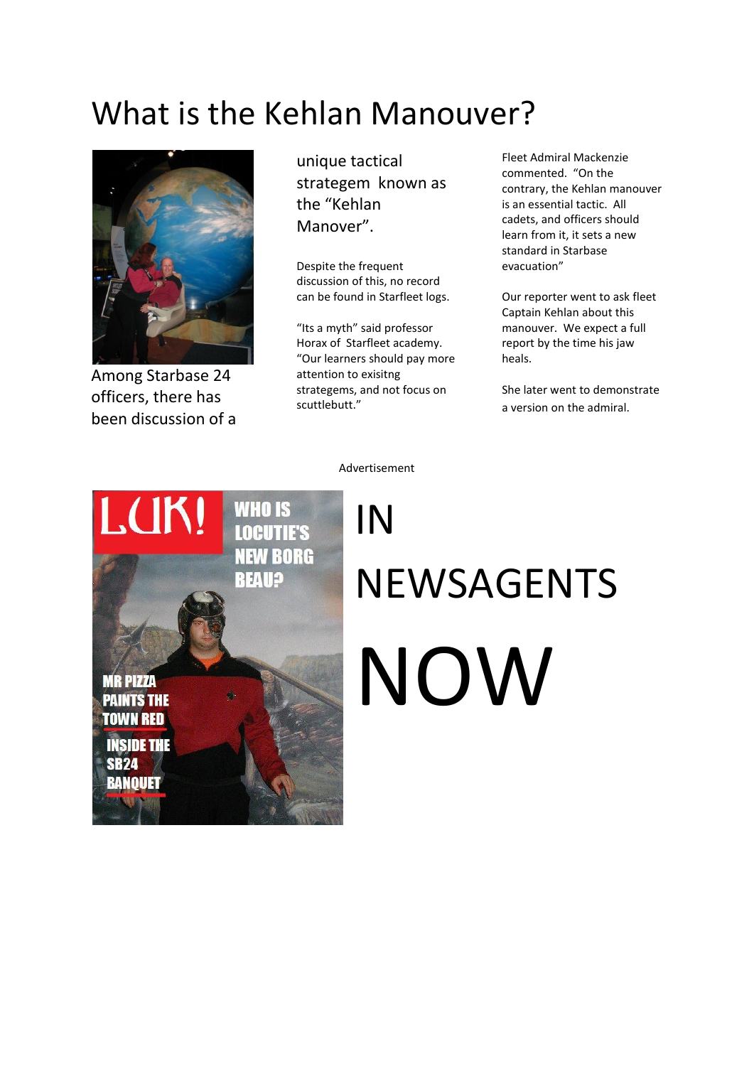# What is the Kehlan Manouver?

Among Starbase 24 officers, there has been discussion of a unique tactical strategem known as the "Kehlan Manover".

Despite the frequent discussion of this, no record can be found in Starfleet logs.

"Its a myth" said professor Horax of Starfleet academy. "Our learners should pay more attention to exisitng strategems, and not focus on scuttlebutt."

Fleet Admiral Mackenzie commented. "On the contrary, the Kehlan manouver is an essential tactic. All cadets, and officers should learn from it, it sets a new standard in Starbase evacuation"

Our reporter went to ask fleet Captain Kehlan about this manouver. We expect a full report by the time his jaw heals.

She later went to demonstrate a version on the admiral.

Advertisement

LUK! WHO IS LOCUTIE'S NEW BORG BEAU? MR PIZZA PAINTS THE TOWN RED INSIDE THE SB24 BANQUET

IN NEWSAGENTS NOW